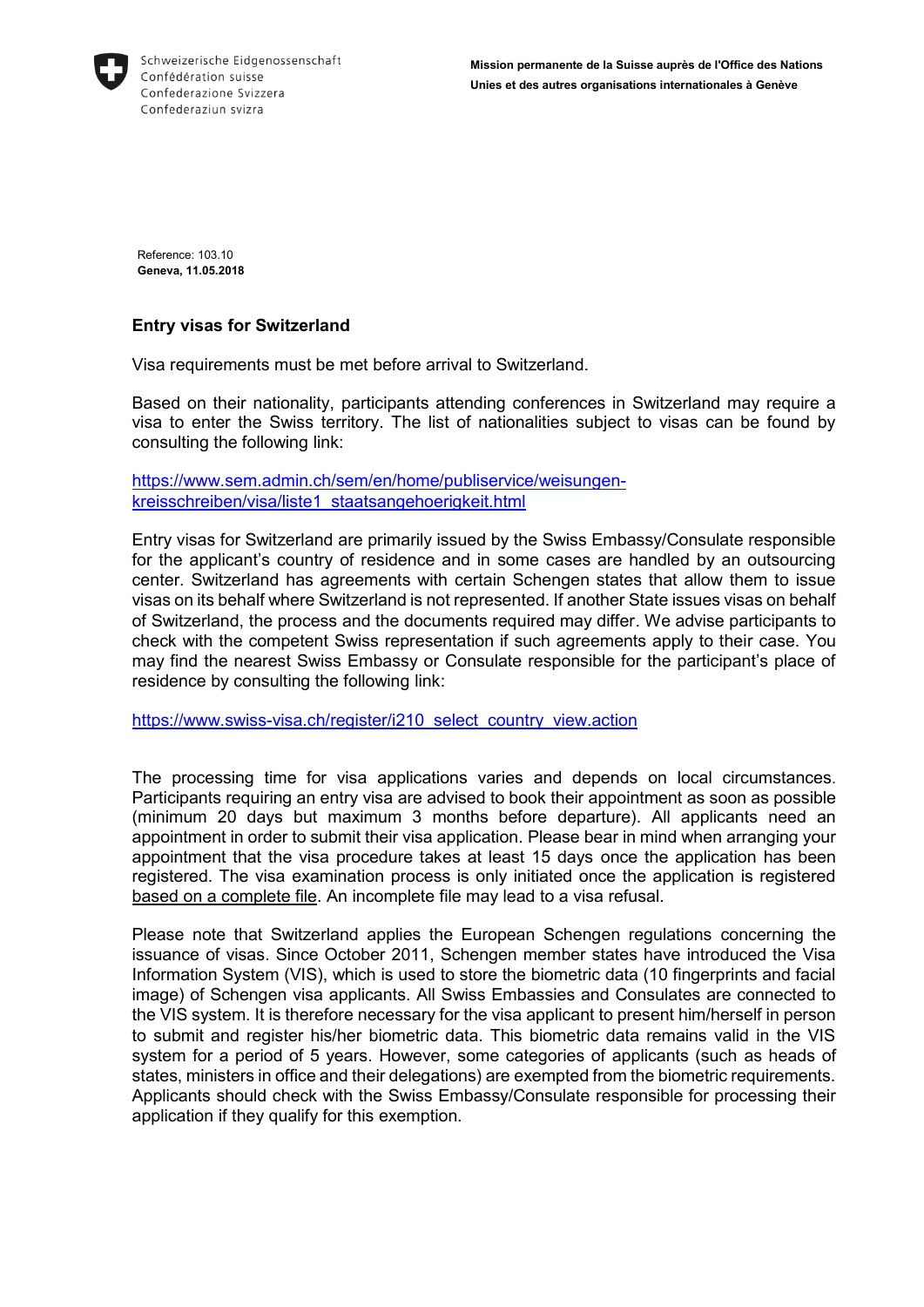Schweizerische Eidgenossenschaft
Confédération suisse
Confederazione Svizzera
Confederaziun svizra

**Mission permanente de la Suisse auprès de l'Office des Nations Unies et des autres organisations internationales à Genève**

Reference: 103.10
**Geneva, 11.05.2018**

## Entry visas for Switzerland

Visa requirements must be met before arrival to Switzerland.

Based on their nationality, participants attending conferences in Switzerland may require a visa to enter the Swiss territory. The list of nationalities subject to visas can be found by consulting the following link:

https://www.sem.admin.ch/sem/en/home/publiservice/weisungen-kreisschreiben/visa/liste1_staatsangehoerigkeit.html

Entry visas for Switzerland are primarily issued by the Swiss Embassy/Consulate responsible for the applicant's country of residence and in some cases are handled by an outsourcing center. Switzerland has agreements with certain Schengen states that allow them to issue visas on its behalf where Switzerland is not represented. If another State issues visas on behalf of Switzerland, the process and the documents required may differ. We advise participants to check with the competent Swiss representation if such agreements apply to their case. You may find the nearest Swiss Embassy or Consulate responsible for the participant's place of residence by consulting the following link:

https://www.swiss-visa.ch/register/i210_select_country_view.action

The processing time for visa applications varies and depends on local circumstances. Participants requiring an entry visa are advised to book their appointment as soon as possible (minimum 20 days but maximum 3 months before departure). All applicants need an appointment in order to submit their visa application. Please bear in mind when arranging your appointment that the visa procedure takes at least 15 days once the application has been registered. The visa examination process is only initiated once the application is registered based on a complete file. An incomplete file may lead to a visa refusal.

Please note that Switzerland applies the European Schengen regulations concerning the issuance of visas. Since October 2011, Schengen member states have introduced the Visa Information System (VIS), which is used to store the biometric data (10 fingerprints and facial image) of Schengen visa applicants. All Swiss Embassies and Consulates are connected to the VIS system. It is therefore necessary for the visa applicant to present him/herself in person to submit and register his/her biometric data. This biometric data remains valid in the VIS system for a period of 5 years. However, some categories of applicants (such as heads of states, ministers in office and their delegations) are exempted from the biometric requirements. Applicants should check with the Swiss Embassy/Consulate responsible for processing their application if they qualify for this exemption.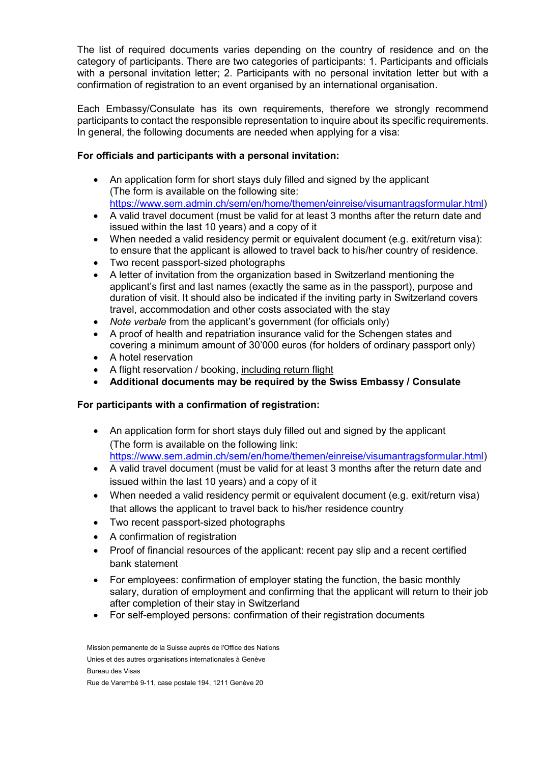The list of required documents varies depending on the country of residence and on the category of participants. There are two categories of participants: 1. Participants and officials with a personal invitation letter; 2. Participants with no personal invitation letter but with a confirmation of registration to an event organised by an international organisation.

Each Embassy/Consulate has its own requirements, therefore we strongly recommend participants to contact the responsible representation to inquire about its specific requirements. In general, the following documents are needed when applying for a visa:

**For officials and participants with a personal invitation:**

- An application form for short stays duly filled and signed by the applicant (The form is available on the following site: https://www.sem.admin.ch/sem/en/home/themen/einreise/visumantragsformular.html)
- A valid travel document (must be valid for at least 3 months after the return date and issued within the last 10 years) and a copy of it
- When needed a valid residency permit or equivalent document (e.g. exit/return visa): to ensure that the applicant is allowed to travel back to his/her country of residence.
- Two recent passport-sized photographs
- A letter of invitation from the organization based in Switzerland mentioning the applicant's first and last names (exactly the same as in the passport), purpose and duration of visit. It should also be indicated if the inviting party in Switzerland covers travel, accommodation and other costs associated with the stay
- *Note verbale* from the applicant's government (for officials only)
- A proof of health and repatriation insurance valid for the Schengen states and covering a minimum amount of 30'000 euros (for holders of ordinary passport only)
- A hotel reservation
- A flight reservation / booking, including return flight
- **Additional documents may be required by the Swiss Embassy / Consulate**

**For participants with a confirmation of registration:**

- An application form for short stays duly filled out and signed by the applicant (The form is available on the following link: https://www.sem.admin.ch/sem/en/home/themen/einreise/visumantragsformular.html)
- A valid travel document (must be valid for at least 3 months after the return date and issued within the last 10 years) and a copy of it
- When needed a valid residency permit or equivalent document (e.g. exit/return visa) that allows the applicant to travel back to his/her residence country
- Two recent passport-sized photographs
- A confirmation of registration
- Proof of financial resources of the applicant: recent pay slip and a recent certified bank statement
- For employees: confirmation of employer stating the function, the basic monthly salary, duration of employment and confirming that the applicant will return to their job after completion of their stay in Switzerland
- For self-employed persons: confirmation of their registration documents

Mission permanente de la Suisse auprès de l'Office des Nations Unies et des autres organisations internationales à Genève
Bureau des Visas
Rue de Varembé 9-11, case postale 194, 1211 Genève 20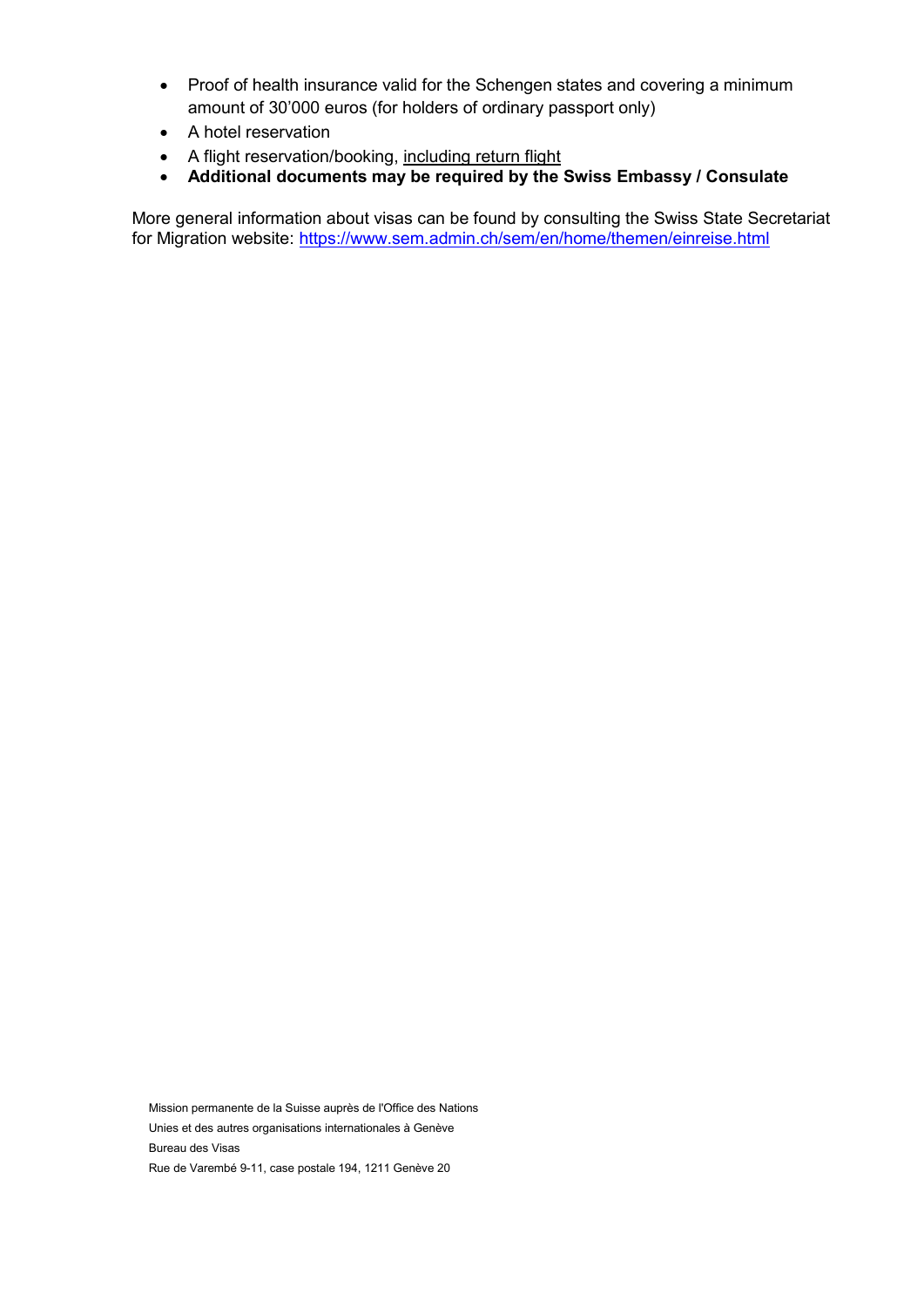- Proof of health insurance valid for the Schengen states and covering a minimum amount of 30'000 euros (for holders of ordinary passport only)
- A hotel reservation
- A flight reservation/booking, including return flight
- **Additional documents may be required by the Swiss Embassy / Consulate**

More general information about visas can be found by consulting the Swiss State Secretariat for Migration website: https://www.sem.admin.ch/sem/en/home/themen/einreise.html

Mission permanente de la Suisse auprès de l'Office des Nations
Unies et des autres organisations internationales à Genève
Bureau des Visas
Rue de Varembé 9-11, case postale 194, 1211 Genève 20